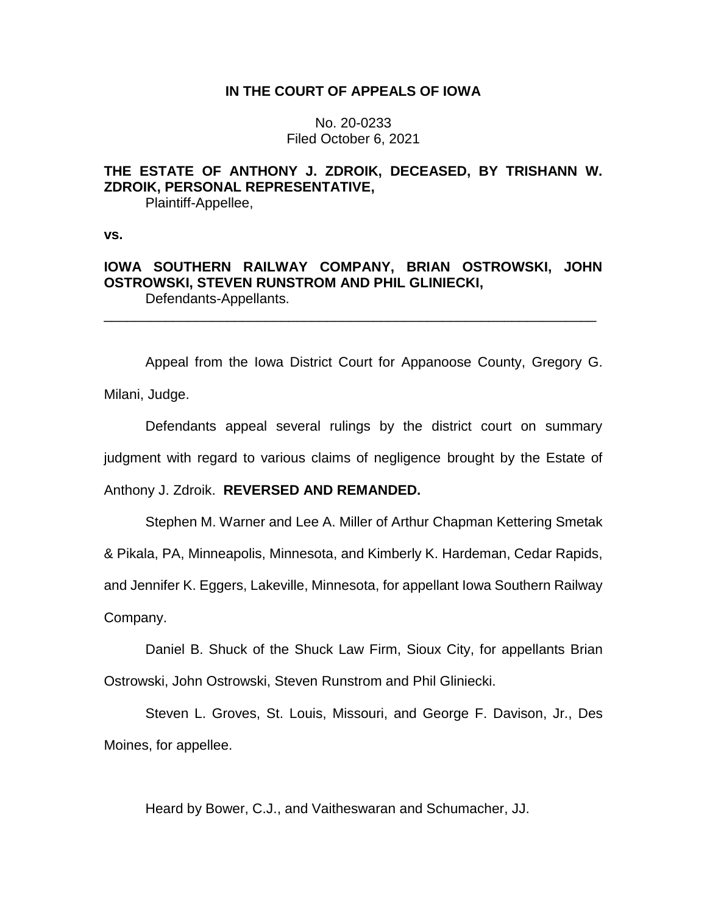**IN THE COURT OF APPEALS OF IOWA**

No. 20-0233
Filed October 6, 2021

**THE ESTATE OF ANTHONY J. ZDROIK, DECEASED, BY TRISHANN W. ZDROIK, PERSONAL REPRESENTATIVE,**
Plaintiff-Appellee,

**vs.**

**IOWA SOUTHERN RAILWAY COMPANY, BRIAN OSTROWSKI, JOHN OSTROWSKI, STEVEN RUNSTROM AND PHIL GLINIECKI,**
Defendants-Appellants.

---

Appeal from the Iowa District Court for Appanoose County, Gregory G. Milani, Judge.

Defendants appeal several rulings by the district court on summary judgment with regard to various claims of negligence brought by the Estate of Anthony J. Zdroik. **REVERSED AND REMANDED.**

Stephen M. Warner and Lee A. Miller of Arthur Chapman Kettering Smetak & Pikala, PA, Minneapolis, Minnesota, and Kimberly K. Hardeman, Cedar Rapids, and Jennifer K. Eggers, Lakeville, Minnesota, for appellant Iowa Southern Railway Company.

Daniel B. Shuck of the Shuck Law Firm, Sioux City, for appellants Brian Ostrowski, John Ostrowski, Steven Runstrom and Phil Gliniecki.

Steven L. Groves, St. Louis, Missouri, and George F. Davison, Jr., Des Moines, for appellee.

Heard by Bower, C.J., and Vaitheswaran and Schumacher, JJ.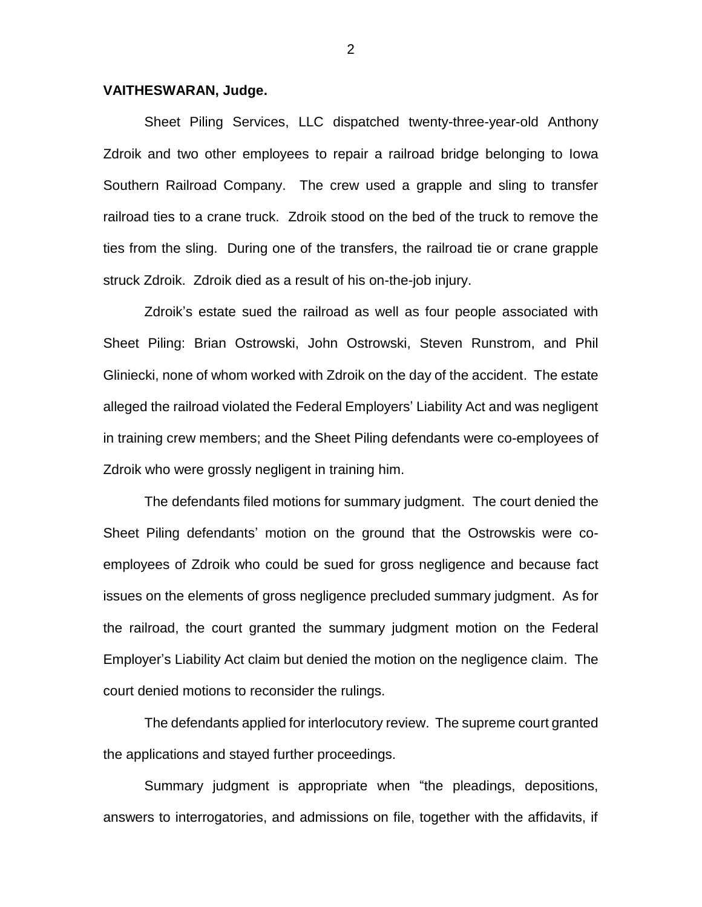**VAITHESWARAN, Judge.**

Sheet Piling Services, LLC dispatched twenty-three-year-old Anthony Zdroik and two other employees to repair a railroad bridge belonging to Iowa Southern Railroad Company. The crew used a grapple and sling to transfer railroad ties to a crane truck. Zdroik stood on the bed of the truck to remove the ties from the sling. During one of the transfers, the railroad tie or crane grapple struck Zdroik. Zdroik died as a result of his on-the-job injury.

Zdroik's estate sued the railroad as well as four people associated with Sheet Piling: Brian Ostrowski, John Ostrowski, Steven Runstrom, and Phil Gliniecki, none of whom worked with Zdroik on the day of the accident. The estate alleged the railroad violated the Federal Employers' Liability Act and was negligent in training crew members; and the Sheet Piling defendants were co-employees of Zdroik who were grossly negligent in training him.

The defendants filed motions for summary judgment. The court denied the Sheet Piling defendants' motion on the ground that the Ostrowskis were co-employees of Zdroik who could be sued for gross negligence and because fact issues on the elements of gross negligence precluded summary judgment. As for the railroad, the court granted the summary judgment motion on the Federal Employer's Liability Act claim but denied the motion on the negligence claim. The court denied motions to reconsider the rulings.

The defendants applied for interlocutory review. The supreme court granted the applications and stayed further proceedings.

Summary judgment is appropriate when "the pleadings, depositions, answers to interrogatories, and admissions on file, together with the affidavits, if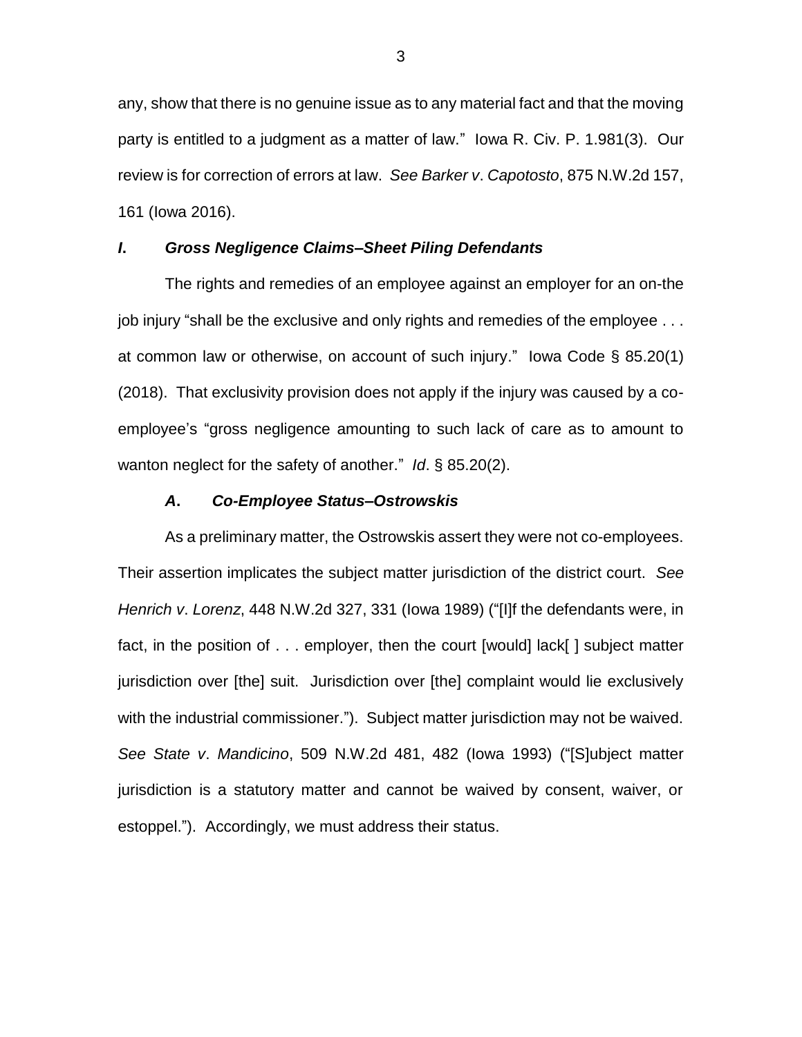any, show that there is no genuine issue as to any material fact and that the moving party is entitled to a judgment as a matter of law." Iowa R. Civ. P. 1.981(3). Our review is for correction of errors at law. *See Barker v. Capotosto*, 875 N.W.2d 157, 161 (Iowa 2016).

### *I. Gross Negligence Claims–Sheet Piling Defendants*

The rights and remedies of an employee against an employer for an on-the job injury "shall be the exclusive and only rights and remedies of the employee . . . at common law or otherwise, on account of such injury." Iowa Code § 85.20(1) (2018). That exclusivity provision does not apply if the injury was caused by a co-employee's "gross negligence amounting to such lack of care as to amount to wanton neglect for the safety of another." *Id*. § 85.20(2).

#### *A. Co-Employee Status–Ostrowskis*

As a preliminary matter, the Ostrowskis assert they were not co-employees. Their assertion implicates the subject matter jurisdiction of the district court. *See Henrich v. Lorenz*, 448 N.W.2d 327, 331 (Iowa 1989) ("[I]f the defendants were, in fact, in the position of . . . employer, then the court [would] lack[ ] subject matter jurisdiction over [the] suit. Jurisdiction over [the] complaint would lie exclusively with the industrial commissioner."). Subject matter jurisdiction may not be waived. *See State v. Mandicino*, 509 N.W.2d 481, 482 (Iowa 1993) ("[S]ubject matter jurisdiction is a statutory matter and cannot be waived by consent, waiver, or estoppel."). Accordingly, we must address their status.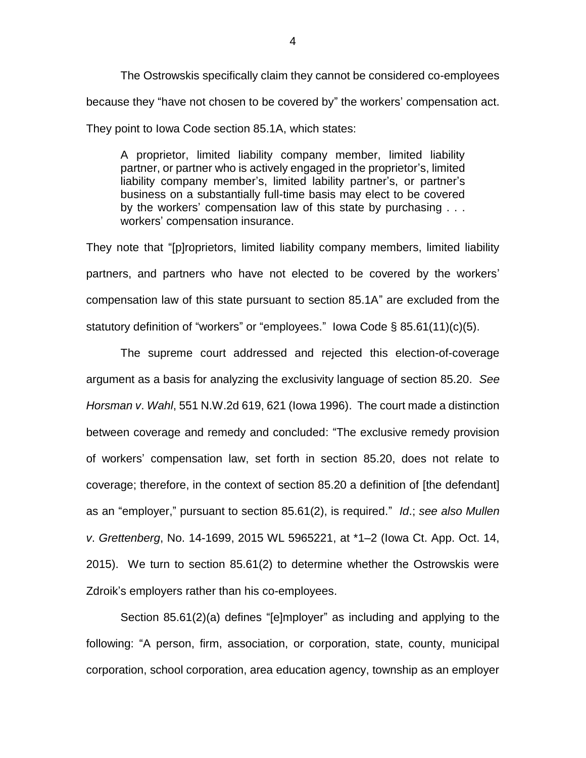The Ostrowskis specifically claim they cannot be considered co-employees because they "have not chosen to be covered by" the workers' compensation act. They point to Iowa Code section 85.1A, which states:

> A proprietor, limited liability company member, limited liability partner, or partner who is actively engaged in the proprietor's, limited liability company member's, limited lability partner's, or partner's business on a substantially full-time basis may elect to be covered by the workers' compensation law of this state by purchasing . . . workers' compensation insurance.

They note that "[p]roprietors, limited liability company members, limited liability partners, and partners who have not elected to be covered by the workers' compensation law of this state pursuant to section 85.1A" are excluded from the statutory definition of "workers" or "employees." Iowa Code § 85.61(11)(c)(5).

The supreme court addressed and rejected this election-of-coverage argument as a basis for analyzing the exclusivity language of section 85.20. *See Horsman v. Wahl*, 551 N.W.2d 619, 621 (Iowa 1996). The court made a distinction between coverage and remedy and concluded: "The exclusive remedy provision of workers' compensation law, set forth in section 85.20, does not relate to coverage; therefore, in the context of section 85.20 a definition of [the defendant] as an "employer," pursuant to section 85.61(2), is required." *Id.*; *see also Mullen v. Grettenberg*, No. 14-1699, 2015 WL 5965221, at *1–2 (Iowa Ct. App. Oct. 14, 2015). We turn to section 85.61(2) to determine whether the Ostrowskis were Zdroik's employers rather than his co-employees.

Section 85.61(2)(a) defines "[e]mployer" as including and applying to the following: "A person, firm, association, or corporation, state, county, municipal corporation, school corporation, area education agency, township as an employer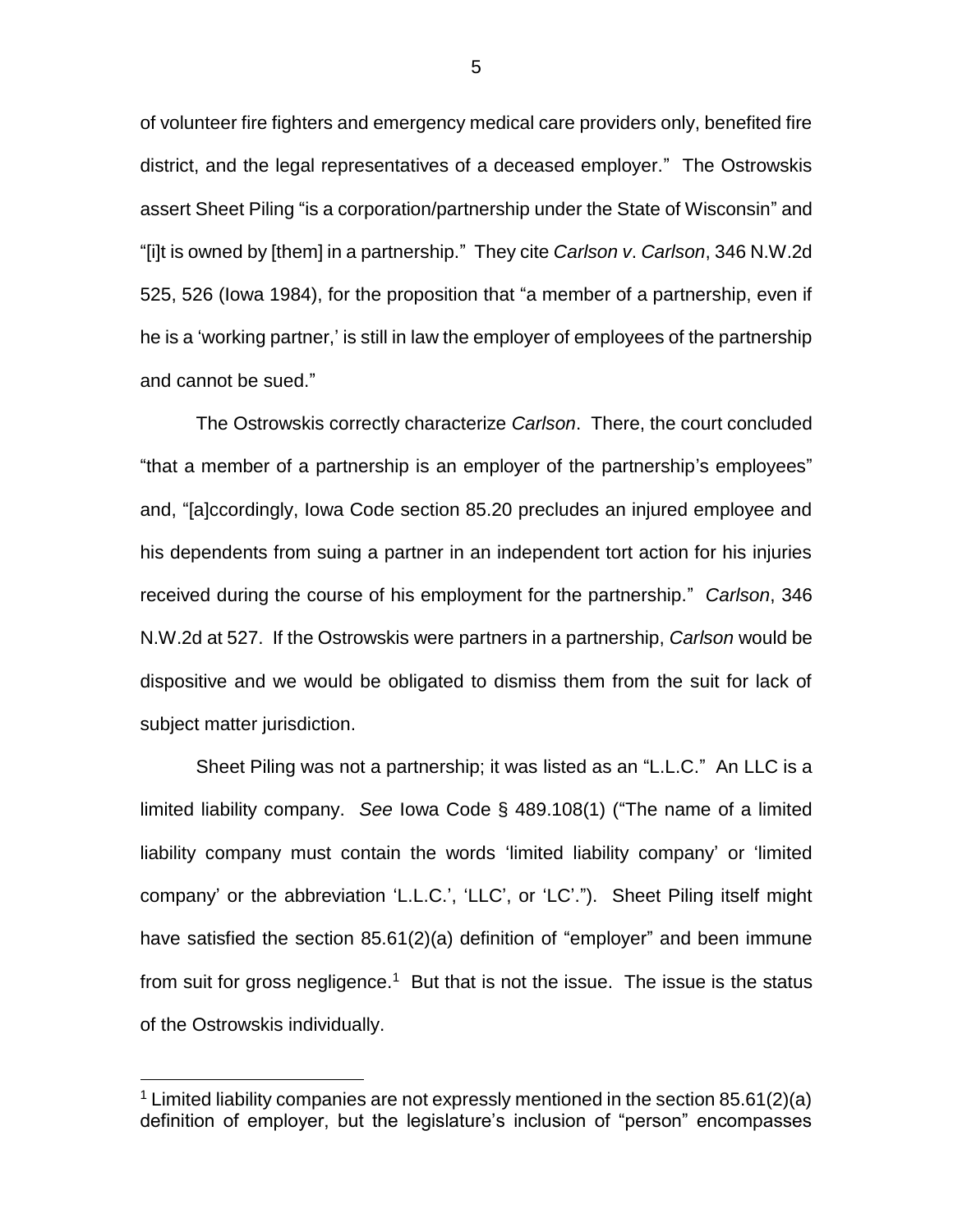of volunteer fire fighters and emergency medical care providers only, benefited fire district, and the legal representatives of a deceased employer." The Ostrowskis assert Sheet Piling "is a corporation/partnership under the State of Wisconsin" and "[i]t is owned by [them] in a partnership." They cite *Carlson v. Carlson*, 346 N.W.2d 525, 526 (Iowa 1984), for the proposition that "a member of a partnership, even if he is a 'working partner,' is still in law the employer of employees of the partnership and cannot be sued."

The Ostrowskis correctly characterize *Carlson*. There, the court concluded "that a member of a partnership is an employer of the partnership's employees" and, "[a]ccordingly, Iowa Code section 85.20 precludes an injured employee and his dependents from suing a partner in an independent tort action for his injuries received during the course of his employment for the partnership." *Carlson*, 346 N.W.2d at 527. If the Ostrowskis were partners in a partnership, *Carlson* would be dispositive and we would be obligated to dismiss them from the suit for lack of subject matter jurisdiction.

Sheet Piling was not a partnership; it was listed as an "L.L.C." An LLC is a limited liability company. *See* Iowa Code § 489.108(1) ("The name of a limited liability company must contain the words 'limited liability company' or 'limited company' or the abbreviation 'L.L.C.', 'LLC', or 'LC'."). Sheet Piling itself might have satisfied the section 85.61(2)(a) definition of "employer" and been immune from suit for gross negligence.[1] But that is not the issue. The issue is the status of the Ostrowskis individually.

[1] Limited liability companies are not expressly mentioned in the section 85.61(2)(a) definition of employer, but the legislature's inclusion of "person" encompasses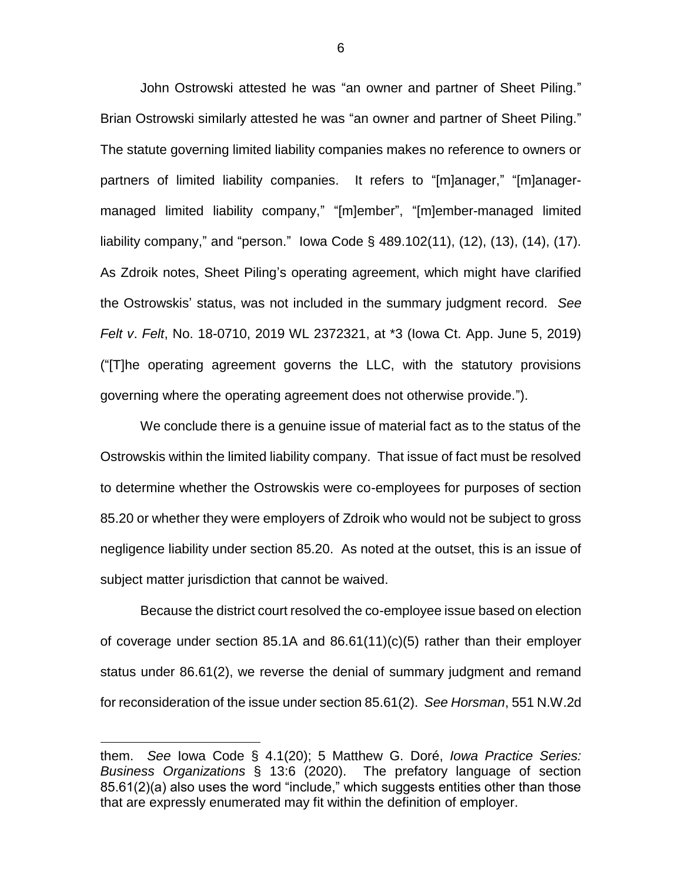John Ostrowski attested he was "an owner and partner of Sheet Piling." Brian Ostrowski similarly attested he was "an owner and partner of Sheet Piling." The statute governing limited liability companies makes no reference to owners or partners of limited liability companies. It refers to "[m]anager," "[m]anager-managed limited liability company," "[m]ember", "[m]ember-managed limited liability company," and "person." Iowa Code § 489.102(11), (12), (13), (14), (17). As Zdroik notes, Sheet Piling's operating agreement, which might have clarified the Ostrowskis' status, was not included in the summary judgment record. *See Felt v. Felt*, No. 18-0710, 2019 WL 2372321, at *3 (Iowa Ct. App. June 5, 2019) ("[T]he operating agreement governs the LLC, with the statutory provisions governing where the operating agreement does not otherwise provide.").

We conclude there is a genuine issue of material fact as to the status of the Ostrowskis within the limited liability company. That issue of fact must be resolved to determine whether the Ostrowskis were co-employees for purposes of section 85.20 or whether they were employers of Zdroik who would not be subject to gross negligence liability under section 85.20. As noted at the outset, this is an issue of subject matter jurisdiction that cannot be waived.

Because the district court resolved the co-employee issue based on election of coverage under section 85.1A and 86.61(11)(c)(5) rather than their employer status under 86.61(2), we reverse the denial of summary judgment and remand for reconsideration of the issue under section 85.61(2). *See Horsman*, 551 N.W.2d

---

them. *See* Iowa Code § 4.1(20); 5 Matthew G. Doré, *Iowa Practice Series: Business Organizations* § 13:6 (2020). The prefatory language of section 85.61(2)(a) also uses the word "include," which suggests entities other than those that are expressly enumerated may fit within the definition of employer.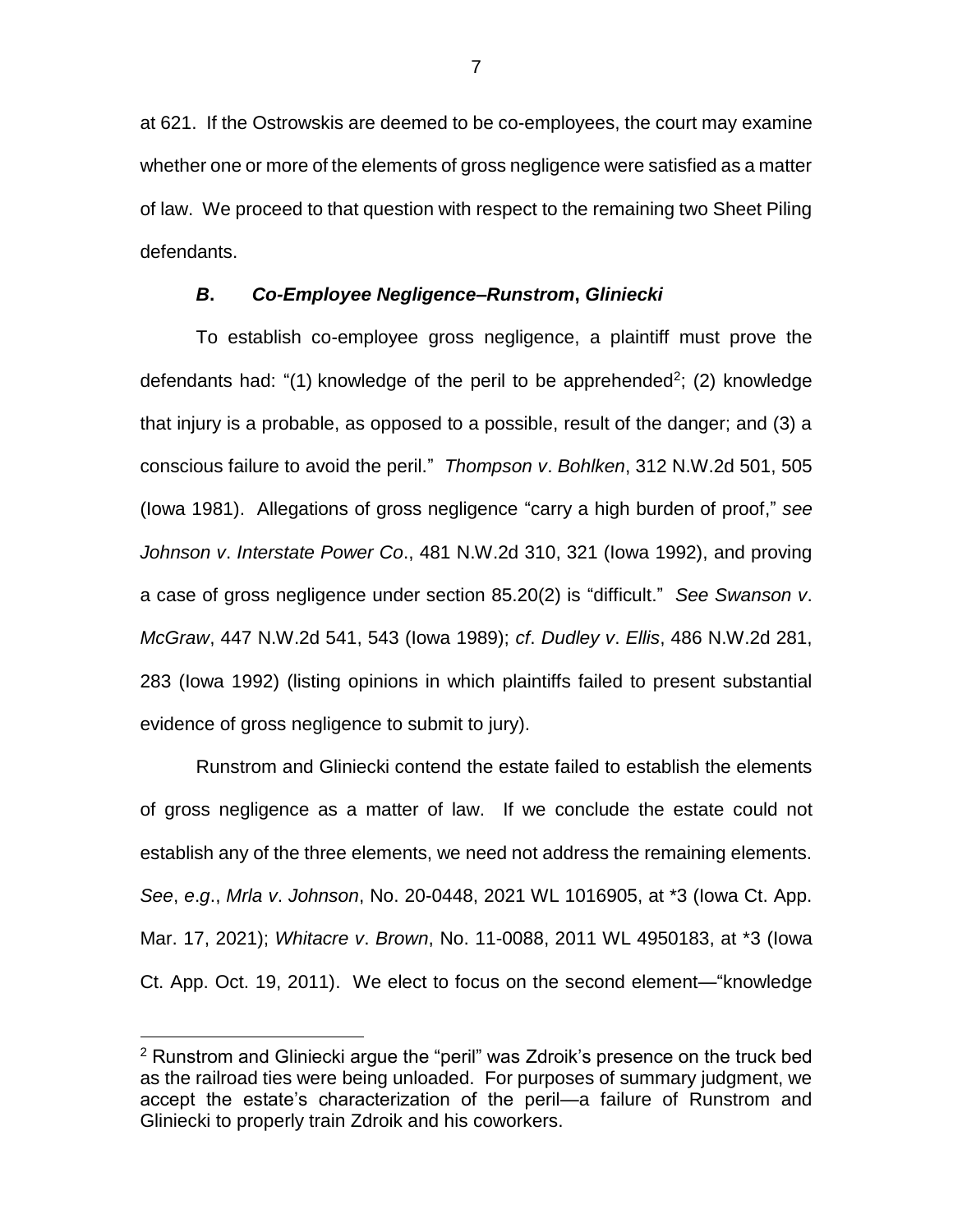at 621. If the Ostrowskis are deemed to be co-employees, the court may examine whether one or more of the elements of gross negligence were satisfied as a matter of law. We proceed to that question with respect to the remaining two Sheet Piling defendants.

### ***B***. ***Co-Employee Negligence–Runstrom***, ***Gliniecki***

To establish co-employee gross negligence, a plaintiff must prove the defendants had: "(1) knowledge of the peril to be apprehended[2]; (2) knowledge that injury is a probable, as opposed to a possible, result of the danger; and (3) a conscious failure to avoid the peril." *Thompson v. Bohlken*, 312 N.W.2d 501, 505 (Iowa 1981). Allegations of gross negligence "carry a high burden of proof," *see Johnson v. Interstate Power Co.*, 481 N.W.2d 310, 321 (Iowa 1992), and proving a case of gross negligence under section 85.20(2) is "difficult." *See Swanson v. McGraw*, 447 N.W.2d 541, 543 (Iowa 1989); *cf*. *Dudley v. Ellis*, 486 N.W.2d 281, 283 (Iowa 1992) (listing opinions in which plaintiffs failed to present substantial evidence of gross negligence to submit to jury).

Runstrom and Gliniecki contend the estate failed to establish the elements of gross negligence as a matter of law. If we conclude the estate could not establish any of the three elements, we need not address the remaining elements. *See*, *e.g*., *Mrla v. Johnson*, No. 20-0448, 2021 WL 1016905, at \*3 (Iowa Ct. App. Mar. 17, 2021); *Whitacre v. Brown*, No. 11-0088, 2011 WL 4950183, at \*3 (Iowa Ct. App. Oct. 19, 2011). We elect to focus on the second element—"knowledge

---

[2] Runstrom and Gliniecki argue the "peril" was Zdroik's presence on the truck bed as the railroad ties were being unloaded. For purposes of summary judgment, we accept the estate's characterization of the peril—a failure of Runstrom and Gliniecki to properly train Zdroik and his coworkers.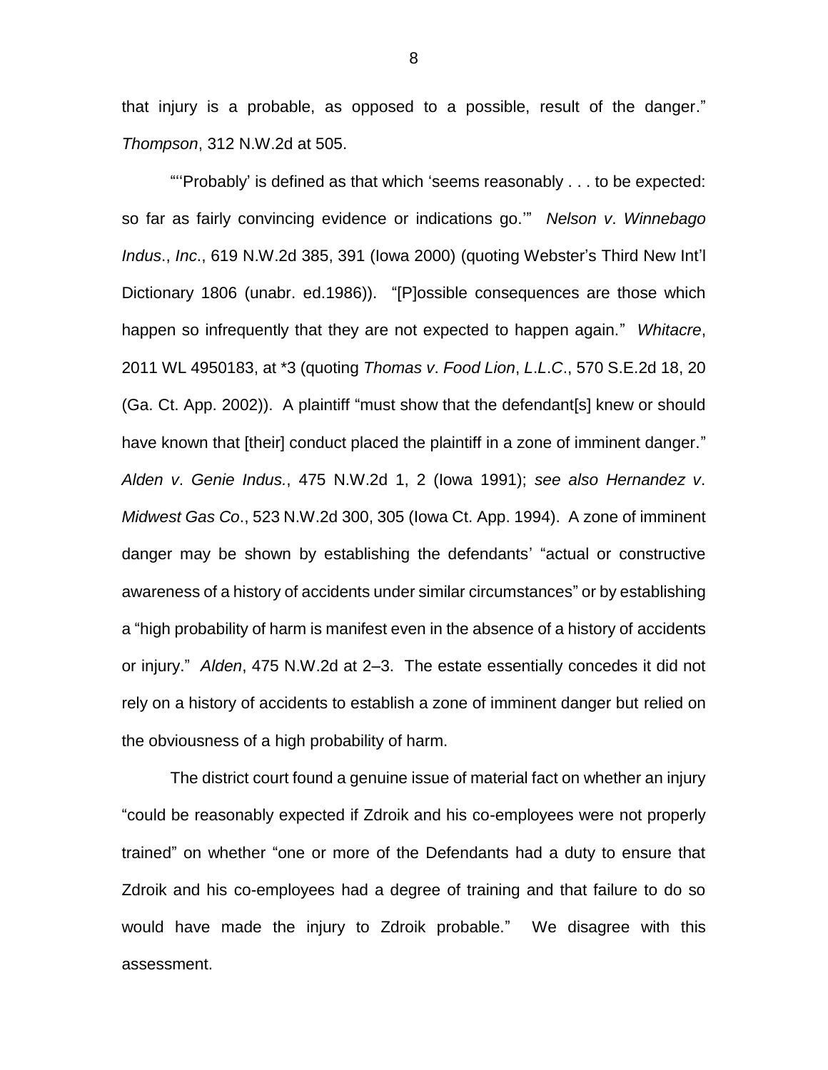that injury is a probable, as opposed to a possible, result of the danger." *Thompson*, 312 N.W.2d at 505.

"'Probably' is defined as that which 'seems reasonably . . . to be expected: so far as fairly convincing evidence or indications go.'" *Nelson v. Winnebago Indus., Inc.*, 619 N.W.2d 385, 391 (Iowa 2000) (quoting Webster's Third New Int'l Dictionary 1806 (unabr. ed.1986)). "[P]ossible consequences are those which happen so infrequently that they are not expected to happen again." *Whitacre*, 2011 WL 4950183, at *3 (quoting *Thomas v. Food Lion, L.L.C.*, 570 S.E.2d 18, 20 (Ga. Ct. App. 2002)). A plaintiff "must show that the defendant[s] knew or should have known that [their] conduct placed the plaintiff in a zone of imminent danger." *Alden v. Genie Indus.*, 475 N.W.2d 1, 2 (Iowa 1991); *see also Hernandez v. Midwest Gas Co.*, 523 N.W.2d 300, 305 (Iowa Ct. App. 1994). A zone of imminent danger may be shown by establishing the defendants' "actual or constructive awareness of a history of accidents under similar circumstances" or by establishing a "high probability of harm is manifest even in the absence of a history of accidents or injury." *Alden*, 475 N.W.2d at 2–3. The estate essentially concedes it did not rely on a history of accidents to establish a zone of imminent danger but relied on the obviousness of a high probability of harm.

The district court found a genuine issue of material fact on whether an injury "could be reasonably expected if Zdroik and his co-employees were not properly trained" on whether "one or more of the Defendants had a duty to ensure that Zdroik and his co-employees had a degree of training and that failure to do so would have made the injury to Zdroik probable." We disagree with this assessment.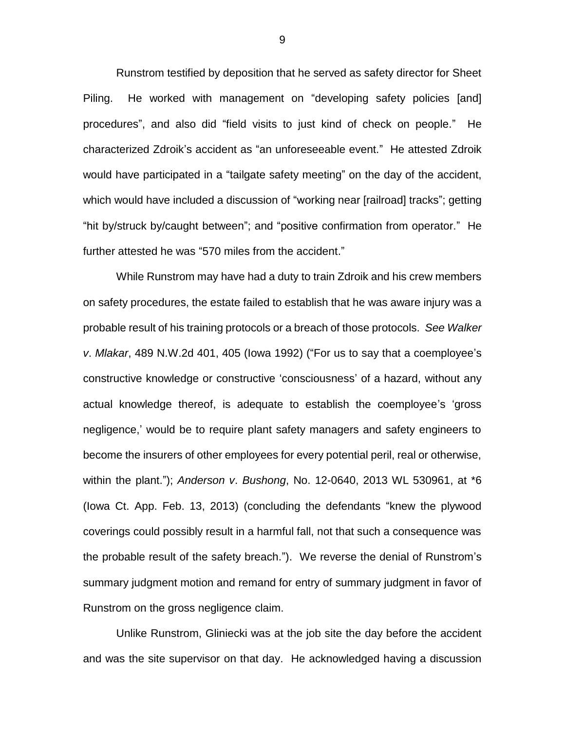Runstrom testified by deposition that he served as safety director for Sheet Piling. He worked with management on "developing safety policies [and] procedures", and also did "field visits to just kind of check on people." He characterized Zdroik's accident as "an unforeseeable event." He attested Zdroik would have participated in a "tailgate safety meeting" on the day of the accident, which would have included a discussion of "working near [railroad] tracks"; getting "hit by/struck by/caught between"; and "positive confirmation from operator." He further attested he was "570 miles from the accident."

While Runstrom may have had a duty to train Zdroik and his crew members on safety procedures, the estate failed to establish that he was aware injury was a probable result of his training protocols or a breach of those protocols. *See Walker v. Mlakar*, 489 N.W.2d 401, 405 (Iowa 1992) ("For us to say that a coemployee's constructive knowledge or constructive 'consciousness' of a hazard, without any actual knowledge thereof, is adequate to establish the coemployee's 'gross negligence,' would be to require plant safety managers and safety engineers to become the insurers of other employees for every potential peril, real or otherwise, within the plant."); *Anderson v. Bushong*, No. 12-0640, 2013 WL 530961, at *6 (Iowa Ct. App. Feb. 13, 2013) (concluding the defendants "knew the plywood coverings could possibly result in a harmful fall, not that such a consequence was the probable result of the safety breach."). We reverse the denial of Runstrom's summary judgment motion and remand for entry of summary judgment in favor of Runstrom on the gross negligence claim.

Unlike Runstrom, Gliniecki was at the job site the day before the accident and was the site supervisor on that day. He acknowledged having a discussion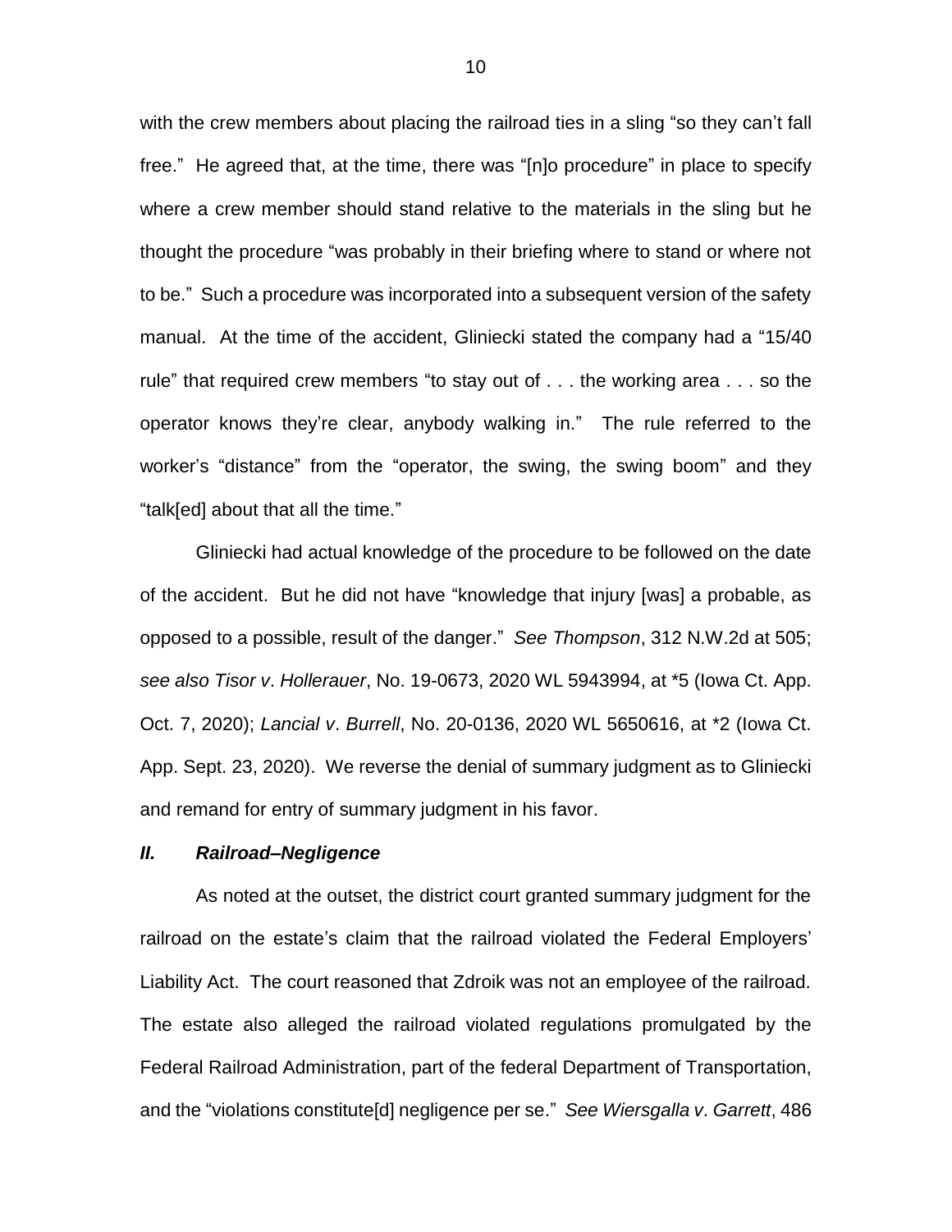with the crew members about placing the railroad ties in a sling "so they can't fall free." He agreed that, at the time, there was "[n]o procedure" in place to specify where a crew member should stand relative to the materials in the sling but he thought the procedure "was probably in their briefing where to stand or where not to be." Such a procedure was incorporated into a subsequent version of the safety manual. At the time of the accident, Gliniecki stated the company had a "15/40 rule" that required crew members "to stay out of . . . the working area . . . so the operator knows they're clear, anybody walking in." The rule referred to the worker's "distance" from the "operator, the swing, the swing boom" and they "talk[ed] about that all the time."

Gliniecki had actual knowledge of the procedure to be followed on the date of the accident. But he did not have "knowledge that injury [was] a probable, as opposed to a possible, result of the danger." *See Thompson*, 312 N.W.2d at 505; *see also Tisor v. Hollerauer*, No. 19-0673, 2020 WL 5943994, at *5 (Iowa Ct. App. Oct. 7, 2020); *Lancial v. Burrell*, No. 20-0136, 2020 WL 5650616, at *2 (Iowa Ct. App. Sept. 23, 2020). We reverse the denial of summary judgment as to Gliniecki and remand for entry of summary judgment in his favor.

### *II. Railroad–Negligence*

As noted at the outset, the district court granted summary judgment for the railroad on the estate's claim that the railroad violated the Federal Employers' Liability Act. The court reasoned that Zdroik was not an employee of the railroad. The estate also alleged the railroad violated regulations promulgated by the Federal Railroad Administration, part of the federal Department of Transportation, and the "violations constitute[d] negligence per se." *See Wiersgalla v. Garrett*, 486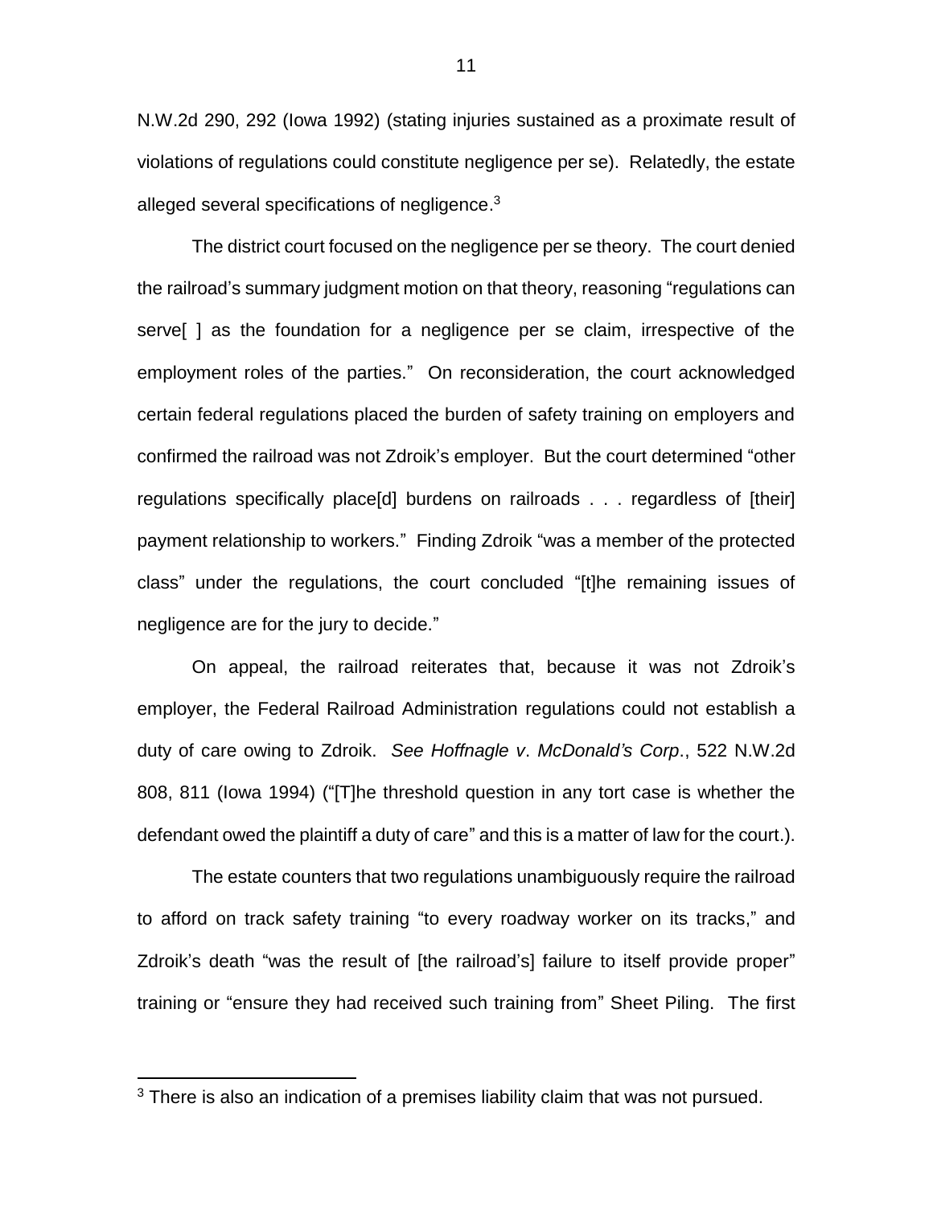N.W.2d 290, 292 (Iowa 1992) (stating injuries sustained as a proximate result of violations of regulations could constitute negligence per se). Relatedly, the estate alleged several specifications of negligence.[3]

The district court focused on the negligence per se theory. The court denied the railroad's summary judgment motion on that theory, reasoning "regulations can serve[ ] as the foundation for a negligence per se claim, irrespective of the employment roles of the parties." On reconsideration, the court acknowledged certain federal regulations placed the burden of safety training on employers and confirmed the railroad was not Zdroik's employer. But the court determined "other regulations specifically place[d] burdens on railroads . . . regardless of [their] payment relationship to workers." Finding Zdroik "was a member of the protected class" under the regulations, the court concluded "[t]he remaining issues of negligence are for the jury to decide."

On appeal, the railroad reiterates that, because it was not Zdroik's employer, the Federal Railroad Administration regulations could not establish a duty of care owing to Zdroik. *See Hoffnagle v. McDonald's Corp.*, 522 N.W.2d 808, 811 (Iowa 1994) ("[T]he threshold question in any tort case is whether the defendant owed the plaintiff a duty of care" and this is a matter of law for the court.).

The estate counters that two regulations unambiguously require the railroad to afford on track safety training "to every roadway worker on its tracks," and Zdroik's death "was the result of [the railroad's] failure to itself provide proper" training or "ensure they had received such training from" Sheet Piling. The first

[3] There is also an indication of a premises liability claim that was not pursued.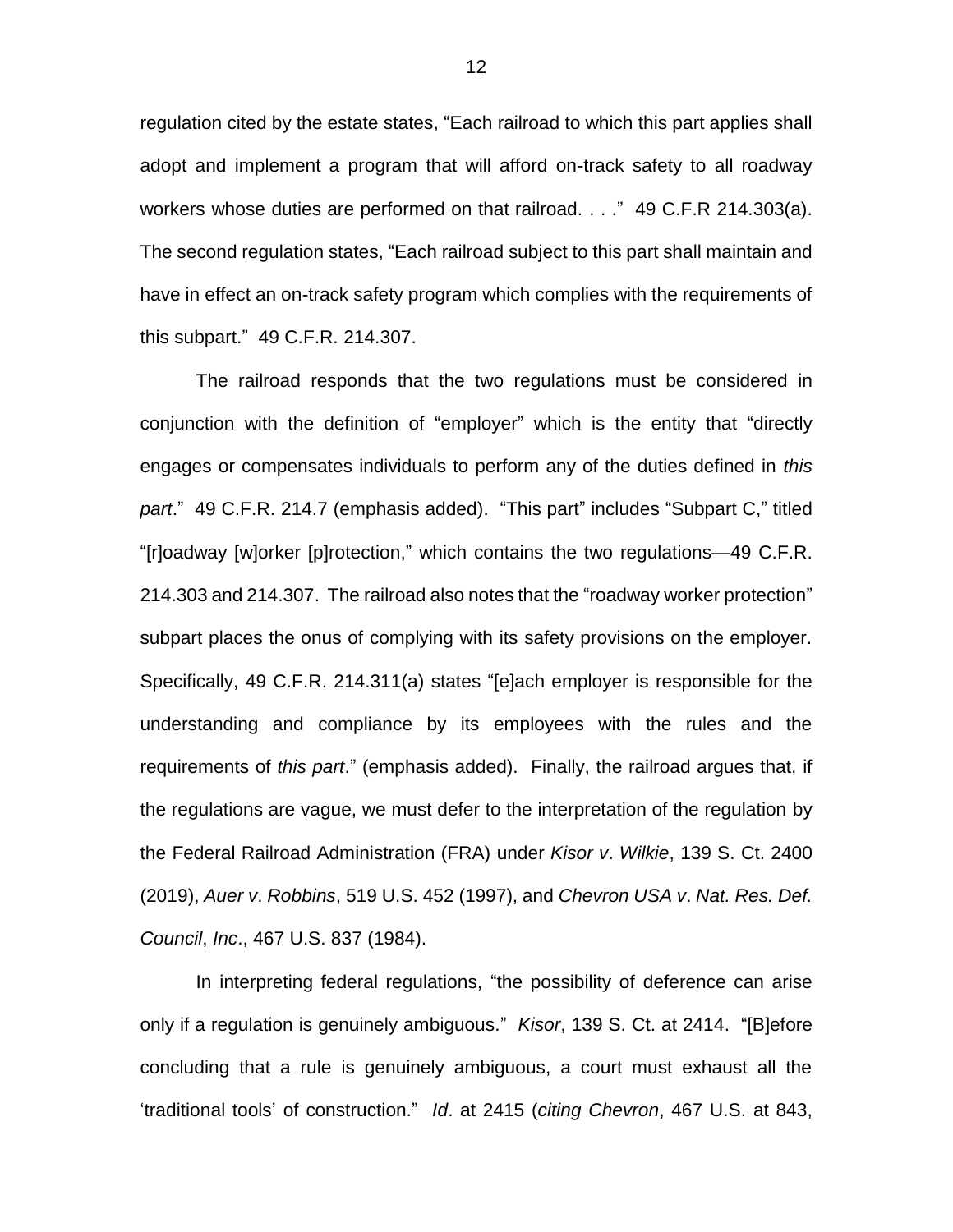regulation cited by the estate states, "Each railroad to which this part applies shall adopt and implement a program that will afford on-track safety to all roadway workers whose duties are performed on that railroad. . . ." 49 C.F.R 214.303(a). The second regulation states, "Each railroad subject to this part shall maintain and have in effect an on-track safety program which complies with the requirements of this subpart." 49 C.F.R. 214.307.

The railroad responds that the two regulations must be considered in conjunction with the definition of "employer" which is the entity that "directly engages or compensates individuals to perform any of the duties defined in *this part*." 49 C.F.R. 214.7 (emphasis added). "This part" includes "Subpart C," titled "[r]oadway [w]orker [p]rotection," which contains the two regulations—49 C.F.R. 214.303 and 214.307. The railroad also notes that the "roadway worker protection" subpart places the onus of complying with its safety provisions on the employer. Specifically, 49 C.F.R. 214.311(a) states "[e]ach employer is responsible for the understanding and compliance by its employees with the rules and the requirements of *this part*." (emphasis added). Finally, the railroad argues that, if the regulations are vague, we must defer to the interpretation of the regulation by the Federal Railroad Administration (FRA) under *Kisor v. Wilkie*, 139 S. Ct. 2400 (2019), *Auer v. Robbins*, 519 U.S. 452 (1997), and *Chevron USA v. Nat. Res. Def. Council, Inc.*, 467 U.S. 837 (1984).

In interpreting federal regulations, "the possibility of deference can arise only if a regulation is genuinely ambiguous." *Kisor*, 139 S. Ct. at 2414. "[B]efore concluding that a rule is genuinely ambiguous, a court must exhaust all the 'traditional tools' of construction." *Id*. at 2415 (*citing Chevron*, 467 U.S. at 843,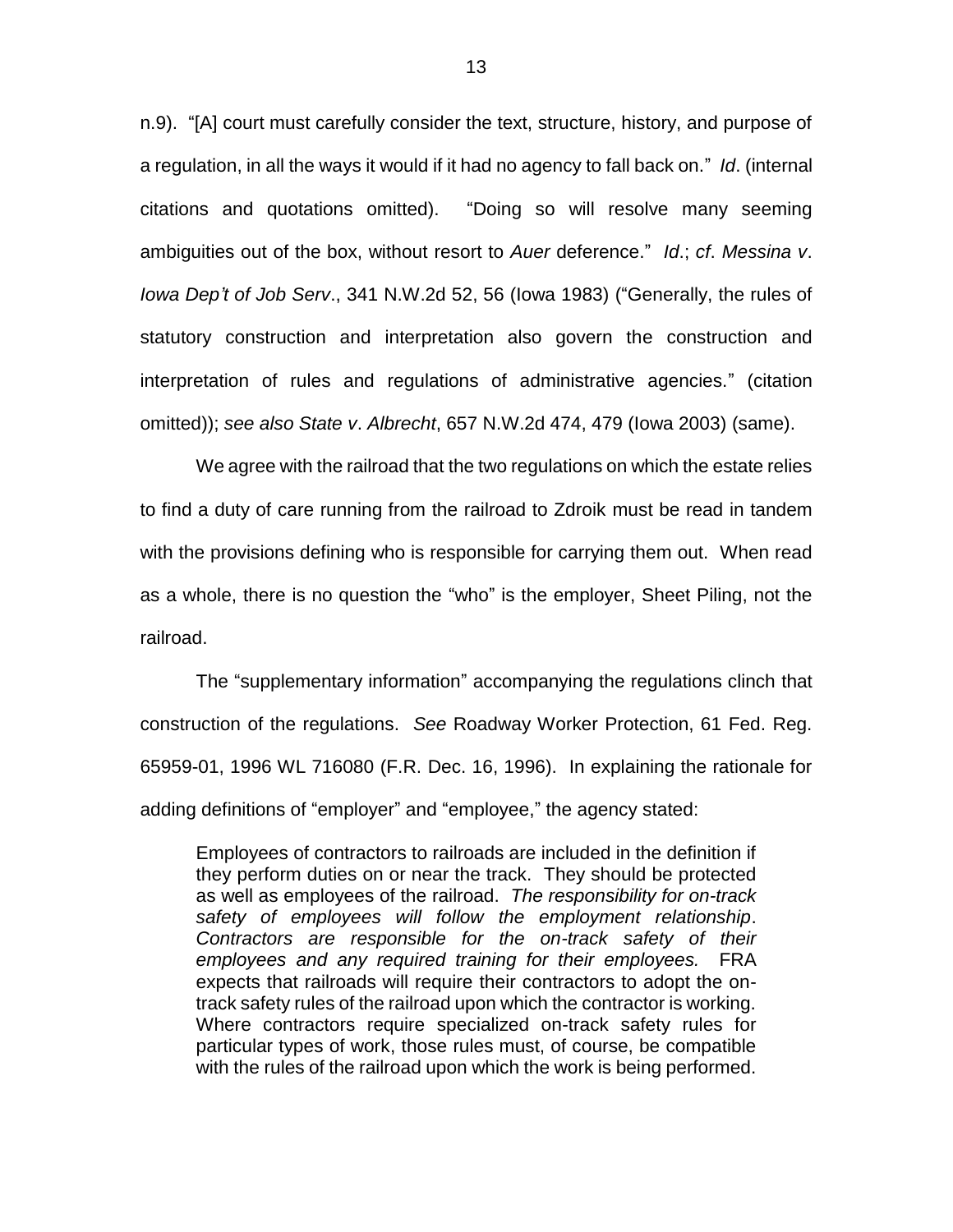n.9). "[A] court must carefully consider the text, structure, history, and purpose of a regulation, in all the ways it would if it had no agency to fall back on." *Id*. (internal citations and quotations omitted). "Doing so will resolve many seeming ambiguities out of the box, without resort to *Auer* deference." *Id*.; *cf*. *Messina v*. *Iowa Dep't of Job Serv*., 341 N.W.2d 52, 56 (Iowa 1983) ("Generally, the rules of statutory construction and interpretation also govern the construction and interpretation of rules and regulations of administrative agencies." (citation omitted)); *see also State v*. *Albrecht*, 657 N.W.2d 474, 479 (Iowa 2003) (same).

We agree with the railroad that the two regulations on which the estate relies to find a duty of care running from the railroad to Zdroik must be read in tandem with the provisions defining who is responsible for carrying them out. When read as a whole, there is no question the "who" is the employer, Sheet Piling, not the railroad.

The "supplementary information" accompanying the regulations clinch that construction of the regulations. *See* Roadway Worker Protection, 61 Fed. Reg. 65959-01, 1996 WL 716080 (F.R. Dec. 16, 1996). In explaining the rationale for adding definitions of "employer" and "employee," the agency stated:

> Employees of contractors to railroads are included in the definition if they perform duties on or near the track. They should be protected as well as employees of the railroad. *The responsibility for on-track safety of employees will follow the employment relationship*. *Contractors are responsible for the on-track safety of their employees and any required training for their employees.* FRA expects that railroads will require their contractors to adopt the on-track safety rules of the railroad upon which the contractor is working. Where contractors require specialized on-track safety rules for particular types of work, those rules must, of course, be compatible with the rules of the railroad upon which the work is being performed.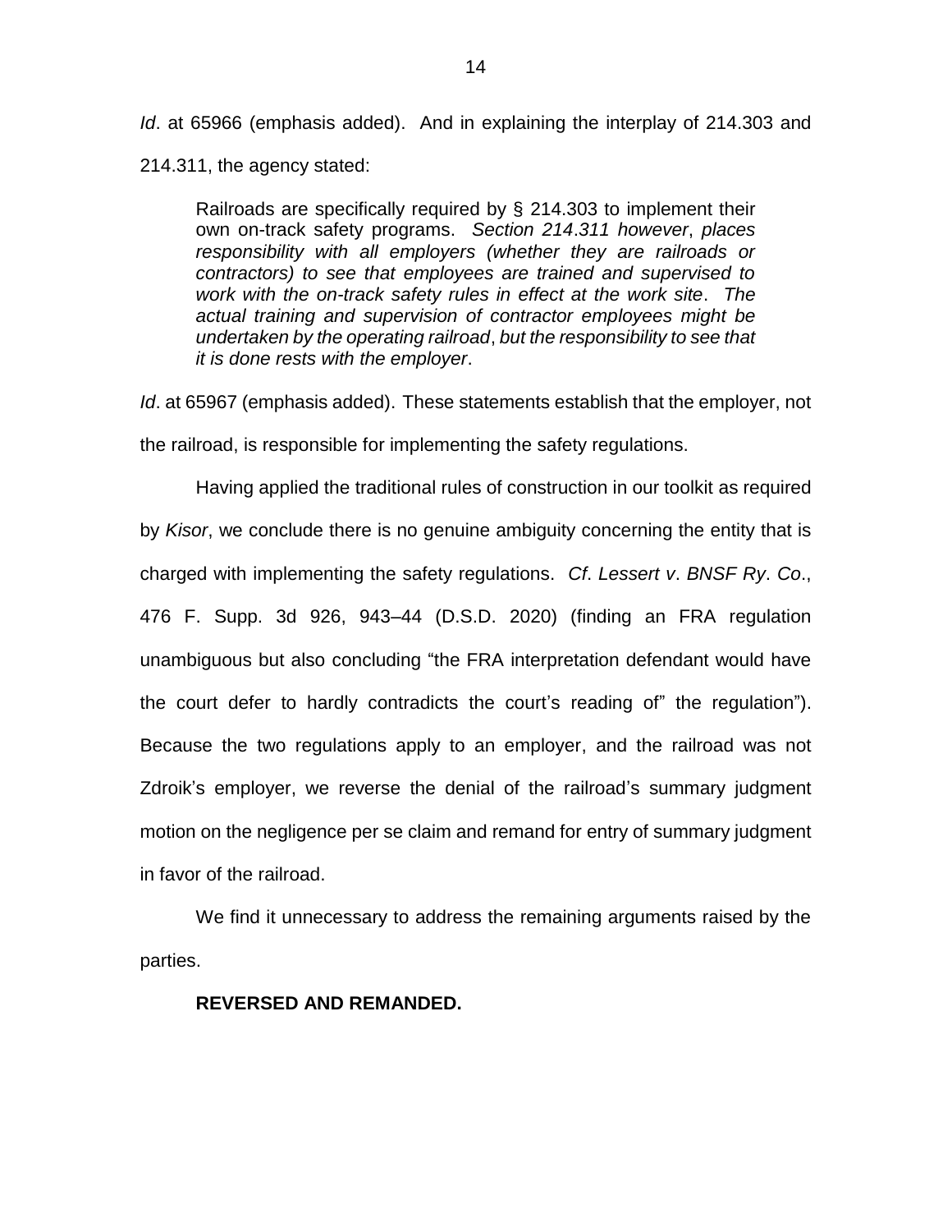*Id*. at 65966 (emphasis added). And in explaining the interplay of 214.303 and 214.311, the agency stated:

> Railroads are specifically required by § 214.303 to implement their own on-track safety programs. *Section 214.311 however*, *places responsibility with all employers (whether they are railroads or contractors) to see that employees are trained and supervised to work with the on-track safety rules in effect at the work site*. *The actual training and supervision of contractor employees might be undertaken by the operating railroad*, *but the responsibility to see that it is done rests with the employer*.

*Id*. at 65967 (emphasis added). These statements establish that the employer, not the railroad, is responsible for implementing the safety regulations.

Having applied the traditional rules of construction in our toolkit as required by *Kisor*, we conclude there is no genuine ambiguity concerning the entity that is charged with implementing the safety regulations. *Cf*. *Lessert v*. *BNSF Ry*. *Co*., 476 F. Supp. 3d 926, 943–44 (D.S.D. 2020) (finding an FRA regulation unambiguous but also concluding "the FRA interpretation defendant would have the court defer to hardly contradicts the court's reading of" the regulation"). Because the two regulations apply to an employer, and the railroad was not Zdroik's employer, we reverse the denial of the railroad's summary judgment motion on the negligence per se claim and remand for entry of summary judgment in favor of the railroad.

We find it unnecessary to address the remaining arguments raised by the parties.

**REVERSED AND REMANDED.**